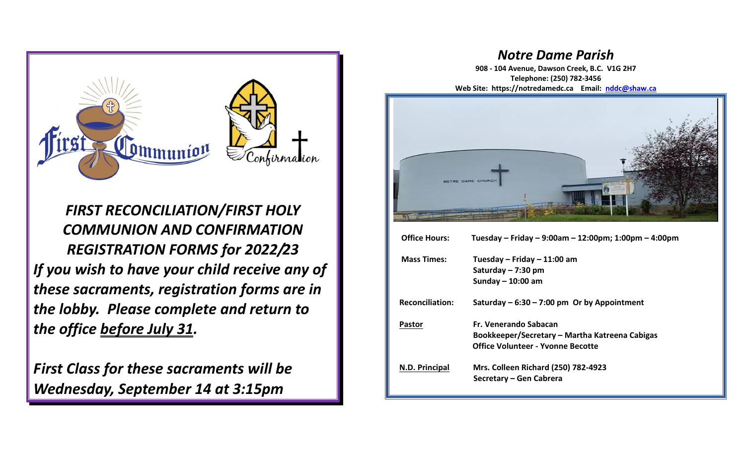*First Communion* — *Confirmation*

***FIRST RECONCILIATION/FIRST HOLY COMMUNION AND CONFIRMATION REGISTRATION FORMS for 2022/23***

***If you wish to have your child receive any of these sacraments, registration forms are in the lobby. Please complete and return to the office before July 31.***

***First Class for these sacraments will be Wednesday, September 14 at 3:15pm***

# *Notre Dame Parish*

**908 - 104 Avenue, Dawson Creek, B.C. V1G 2H7**
**Telephone: (250) 782-3456**
**Web Site: https://notredamedc.ca Email: nddc@shaw.ca**

**Office Hours:** Tuesday – Friday – 9:00am – 12:00pm; 1:00pm – 4:00pm

**Mass Times:** Tuesday – Friday – 11:00 am
Saturday – 7:30 pm
Sunday – 10:00 am

**Reconciliation:** Saturday – 6:30 – 7:00 pm Or by Appointment

**Pastor** Fr. Venerando Sabacan
Bookkeeper/Secretary – Martha Katreena Cabigas
Office Volunteer - Yvonne Becotte

**N.D. Principal** Mrs. Colleen Richard (250) 782-4923
Secretary – Gen Cabrera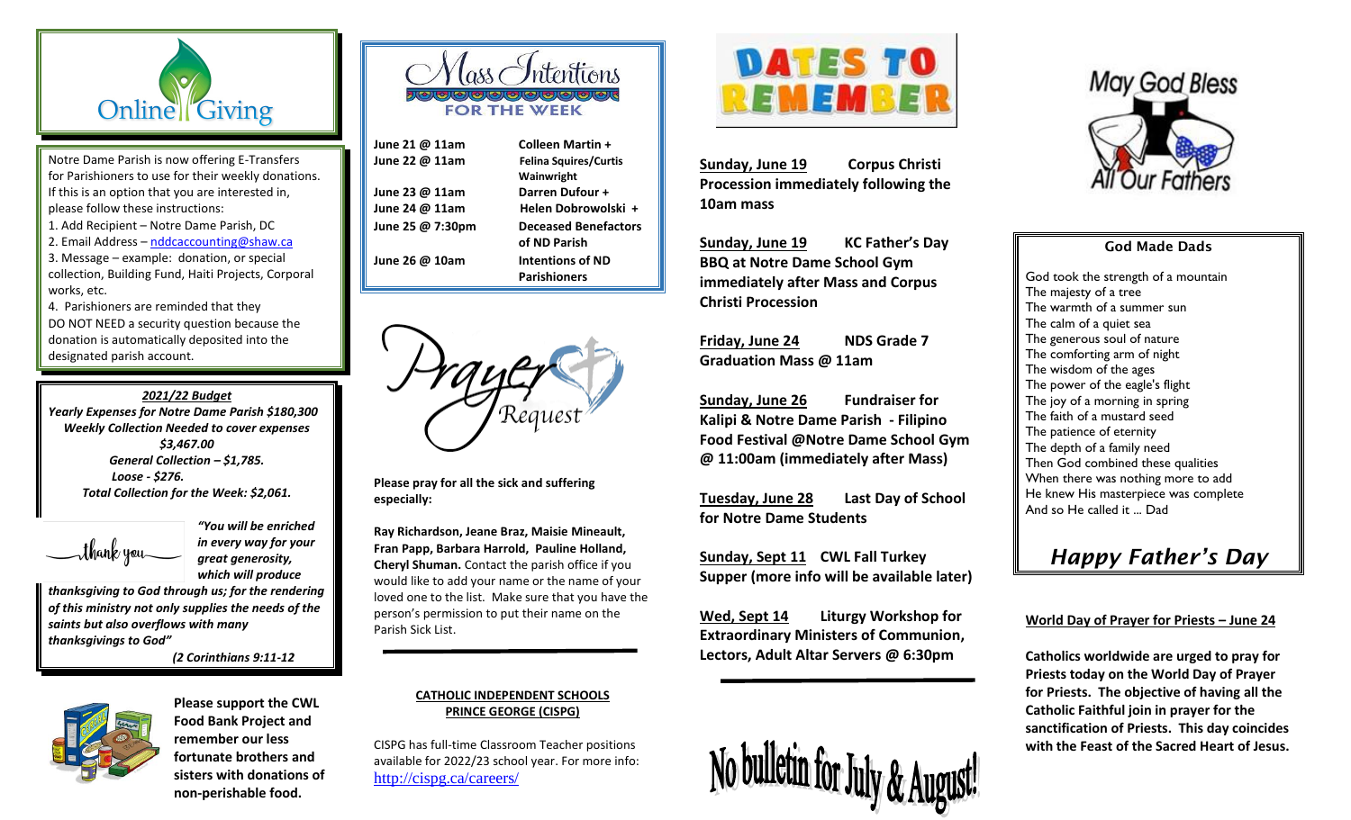## Online Giving

Notre Dame Parish is now offering E-Transfers for Parishioners to use for their weekly donations. If this is an option that you are interested in, please follow these instructions:

1. Add Recipient – Notre Dame Parish, DC
2. Email Address – nddcaccounting@shaw.ca
3. Message – example: donation, or special collection, Building Fund, Haiti Projects, Corporal works, etc.
4. Parishioners are reminded that they DO NOT NEED a security question because the donation is automatically deposited into the designated parish account.

***2021/22 Budget***

***Yearly Expenses for Notre Dame Parish $180,300***
***Weekly Collection Needed to cover expenses $3,467.00***
***General Collection – $1,785.***
***Loose - $276.***
***Total Collection for the Week: $2,061.***

thank you

***"You will be enriched in every way for your great generosity, which will produce thanksgiving to God through us; for the rendering of this ministry not only supplies the needs of the saints but also overflows with many thanksgivings to God"***

***(2 Corinthians 9:11-12***

**Please support the CWL Food Bank Project and remember our less fortunate brothers and sisters with donations of non-perishable food.**

## Mass Intentions FOR THE WEEK

| | |
|---|---|
| **June 21 @ 11am** | **Colleen Martin +** |
| **June 22 @ 11am** | **Felina Squires/Curtis Wainwright** |
| **June 23 @ 11am** | **Darren Dufour +** |
| **June 24 @ 11am** | **Helen Dobrowolski +** |
| **June 25 @ 7:30pm** | **Deceased Benefactors of ND Parish** |
| **June 26 @ 10am** | **Intentions of ND Parishioners** |

## Prayer Request

**Please pray for all the sick and suffering especially:**

**Ray Richardson, Jeane Braz, Maisie Mineault, Fran Papp, Barbara Harrold, Pauline Holland, Cheryl Shuman.** Contact the parish office if you would like to add your name or the name of your loved one to the list. Make sure that you have the person's permission to put their name on the Parish Sick List.

**CATHOLIC INDEPENDENT SCHOOLS PRINCE GEORGE (CISPG)**

CISPG has full-time Classroom Teacher positions available for 2022/23 school year. For more info: http://cispg.ca/careers/

## DATES TO REMEMBER

**Sunday, June 19** **Corpus Christi Procession immediately following the 10am mass**

**Sunday, June 19** **KC Father's Day BBQ at Notre Dame School Gym immediately after Mass and Corpus Christi Procession**

**Friday, June 24** **NDS Grade 7 Graduation Mass @ 11am**

**Sunday, June 26** **Fundraiser for Kalipi & Notre Dame Parish - Filipino Food Festival @Notre Dame School Gym @ 11:00am (immediately after Mass)**

**Tuesday, June 28** **Last Day of School for Notre Dame Students**

**Sunday, Sept 11** **CWL Fall Turkey Supper (more info will be available later)**

**Wed, Sept 14** **Liturgy Workshop for Extraordinary Ministers of Communion, Lectors, Adult Altar Servers @ 6:30pm**

No bulletin for July & August!

May God Bless All Our Fathers

### God Made Dads

God took the strength of a mountain
The majesty of a tree
The warmth of a summer sun
The calm of a quiet sea
The generous soul of nature
The comforting arm of night
The wisdom of the ages
The power of the eagle's flight
The joy of a morning in spring
The faith of a mustard seed
The patience of eternity
The depth of a family need
Then God combined these qualities
When there was nothing more to add
He knew His masterpiece was complete
And so He called it … Dad

*Happy Father's Day*

**World Day of Prayer for Priests – June 24**

**Catholics worldwide are urged to pray for Priests today on the World Day of Prayer for Priests. The objective of having all the Catholic Faithful join in prayer for the sanctification of Priests. This day coincides with the Feast of the Sacred Heart of Jesus.**